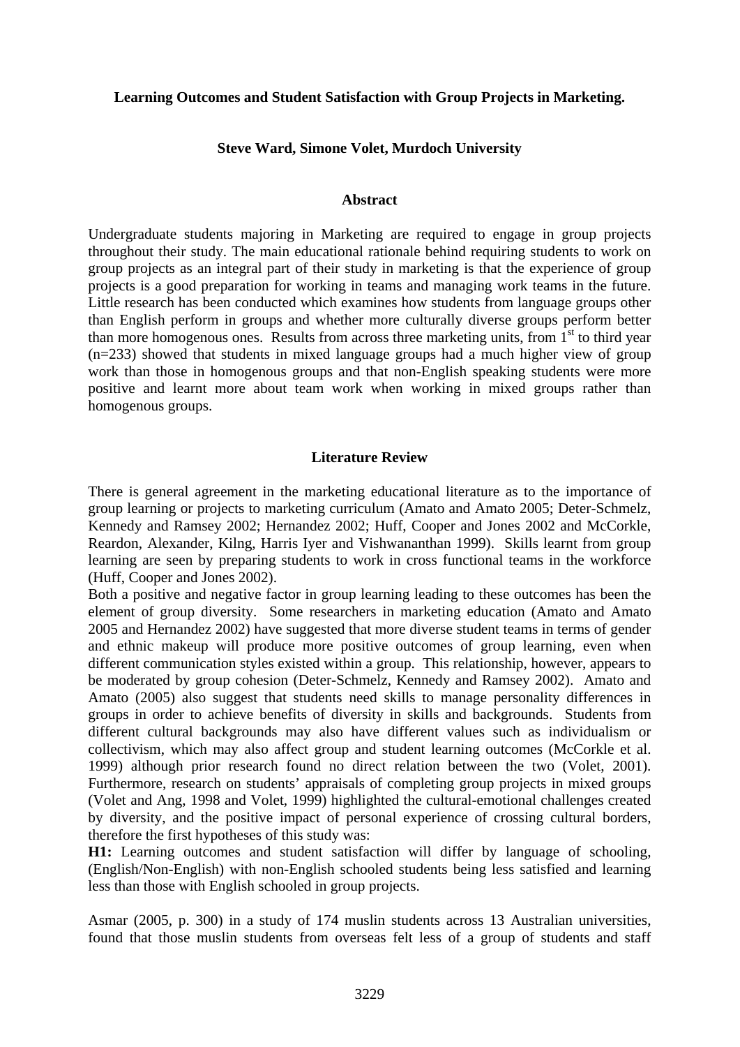**Learning Outcomes and Student Satisfaction with Group Projects in Marketing.**

**Steve Ward, Simone Volet, Murdoch University**

## Abstract

Undergraduate students majoring in Marketing are required to engage in group projects throughout their study. The main educational rationale behind requiring students to work on group projects as an integral part of their study in marketing is that the experience of group projects is a good preparation for working in teams and managing work teams in the future. Little research has been conducted which examines how students from language groups other than English perform in groups and whether more culturally diverse groups perform better than more homogenous ones. Results from across three marketing units, from 1st to third year (n=233) showed that students in mixed language groups had a much higher view of group work than those in homogenous groups and that non-English speaking students were more positive and learnt more about team work when working in mixed groups rather than homogenous groups.

## Literature Review

There is general agreement in the marketing educational literature as to the importance of group learning or projects to marketing curriculum (Amato and Amato 2005; Deter-Schmelz, Kennedy and Ramsey 2002; Hernandez 2002; Huff, Cooper and Jones 2002 and McCorkle, Reardon, Alexander, Kilng, Harris Iyer and Vishwananthan 1999). Skills learnt from group learning are seen by preparing students to work in cross functional teams in the workforce (Huff, Cooper and Jones 2002).

Both a positive and negative factor in group learning leading to these outcomes has been the element of group diversity. Some researchers in marketing education (Amato and Amato 2005 and Hernandez 2002) have suggested that more diverse student teams in terms of gender and ethnic makeup will produce more positive outcomes of group learning, even when different communication styles existed within a group. This relationship, however, appears to be moderated by group cohesion (Deter-Schmelz, Kennedy and Ramsey 2002). Amato and Amato (2005) also suggest that students need skills to manage personality differences in groups in order to achieve benefits of diversity in skills and backgrounds. Students from different cultural backgrounds may also have different values such as individualism or collectivism, which may also affect group and student learning outcomes (McCorkle et al. 1999) although prior research found no direct relation between the two (Volet, 2001). Furthermore, research on students' appraisals of completing group projects in mixed groups (Volet and Ang, 1998 and Volet, 1999) highlighted the cultural-emotional challenges created by diversity, and the positive impact of personal experience of crossing cultural borders, therefore the first hypotheses of this study was:

**H1:** Learning outcomes and student satisfaction will differ by language of schooling, (English/Non-English) with non-English schooled students being less satisfied and learning less than those with English schooled in group projects.

Asmar (2005, p. 300) in a study of 174 muslin students across 13 Australian universities, found that those muslin students from overseas felt less of a group of students and staff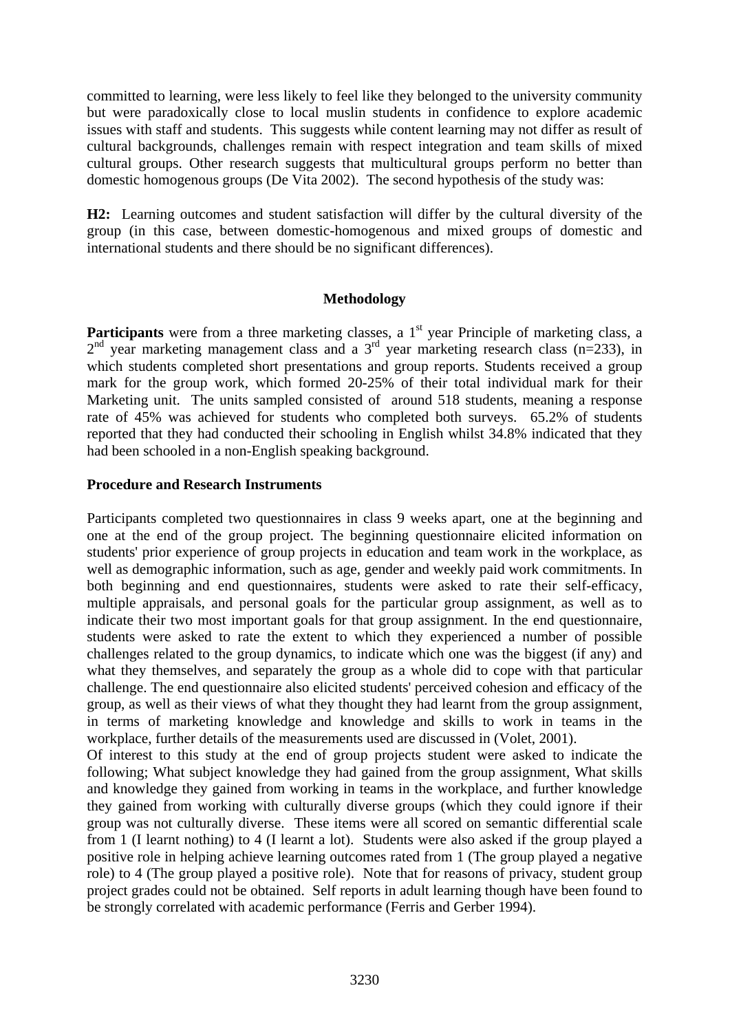committed to learning, were less likely to feel like they belonged to the university community but were paradoxically close to local muslin students in confidence to explore academic issues with staff and students. This suggests while content learning may not differ as result of cultural backgrounds, challenges remain with respect integration and team skills of mixed cultural groups. Other research suggests that multicultural groups perform no better than domestic homogenous groups (De Vita 2002). The second hypothesis of the study was:

**H2:** Learning outcomes and student satisfaction will differ by the cultural diversity of the group (in this case, between domestic-homogenous and mixed groups of domestic and international students and there should be no significant differences).

## Methodology

**Participants** were from a three marketing classes, a 1st year Principle of marketing class, a 2nd year marketing management class and a 3rd year marketing research class (n=233), in which students completed short presentations and group reports. Students received a group mark for the group work, which formed 20-25% of their total individual mark for their Marketing unit. The units sampled consisted of around 518 students, meaning a response rate of 45% was achieved for students who completed both surveys. 65.2% of students reported that they had conducted their schooling in English whilst 34.8% indicated that they had been schooled in a non-English speaking background.

### Procedure and Research Instruments

Participants completed two questionnaires in class 9 weeks apart, one at the beginning and one at the end of the group project. The beginning questionnaire elicited information on students' prior experience of group projects in education and team work in the workplace, as well as demographic information, such as age, gender and weekly paid work commitments. In both beginning and end questionnaires, students were asked to rate their self-efficacy, multiple appraisals, and personal goals for the particular group assignment, as well as to indicate their two most important goals for that group assignment. In the end questionnaire, students were asked to rate the extent to which they experienced a number of possible challenges related to the group dynamics, to indicate which one was the biggest (if any) and what they themselves, and separately the group as a whole did to cope with that particular challenge. The end questionnaire also elicited students' perceived cohesion and efficacy of the group, as well as their views of what they thought they had learnt from the group assignment, in terms of marketing knowledge and knowledge and skills to work in teams in the workplace, further details of the measurements used are discussed in (Volet, 2001).

Of interest to this study at the end of group projects student were asked to indicate the following; What subject knowledge they had gained from the group assignment, What skills and knowledge they gained from working in teams in the workplace, and further knowledge they gained from working with culturally diverse groups (which they could ignore if their group was not culturally diverse. These items were all scored on semantic differential scale from 1 (I learnt nothing) to 4 (I learnt a lot). Students were also asked if the group played a positive role in helping achieve learning outcomes rated from 1 (The group played a negative role) to 4 (The group played a positive role). Note that for reasons of privacy, student group project grades could not be obtained. Self reports in adult learning though have been found to be strongly correlated with academic performance (Ferris and Gerber 1994).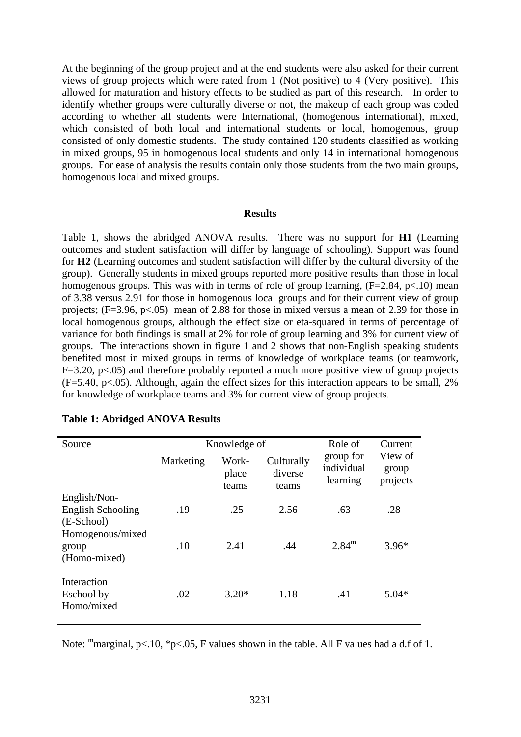At the beginning of the group project and at the end students were also asked for their current views of group projects which were rated from 1 (Not positive) to 4 (Very positive). This allowed for maturation and history effects to be studied as part of this research. In order to identify whether groups were culturally diverse or not, the makeup of each group was coded according to whether all students were International, (homogenous international), mixed, which consisted of both local and international students or local, homogenous, group consisted of only domestic students. The study contained 120 students classified as working in mixed groups, 95 in homogenous local students and only 14 in international homogenous groups. For ease of analysis the results contain only those students from the two main groups, homogenous local and mixed groups.

## Results

Table 1, shows the abridged ANOVA results. There was no support for **H1** (Learning outcomes and student satisfaction will differ by language of schooling). Support was found for **H2** (Learning outcomes and student satisfaction will differ by the cultural diversity of the group). Generally students in mixed groups reported more positive results than those in local homogenous groups. This was with in terms of role of group learning, ($F=2.84$, $p<.10$) mean of 3.38 versus 2.91 for those in homogenous local groups and for their current view of group projects; ($F=3.96$, $p<.05$) mean of 2.88 for those in mixed versus a mean of 2.39 for those in local homogenous groups, although the effect size or eta-squared in terms of percentage of variance for both findings is small at 2% for role of group learning and 3% for current view of groups. The interactions shown in figure 1 and 2 shows that non-English speaking students benefited most in mixed groups in terms of knowledge of workplace teams (or teamwork, $F=3.20$, $p<.05$) and therefore probably reported a much more positive view of group projects ($F=5.40$, $p<.05$). Although, again the effect sizes for this interaction appears to be small, 2% for knowledge of workplace teams and 3% for current view of group projects.

**Table 1: Abridged ANOVA Results**

| Source | Knowledge of | | | Role of group for individual learning | Current View of group projects |
|---|---|---|---|---|---|
| | Marketing | Work-place teams | Culturally diverse teams | | |
| English/Non-English Schooling (E-School) | .19 | .25 | 2.56 | .63 | .28 |
| Homogenous/mixed group (Homo-mixed) | .10 | 2.41 | .44 | 2.84[m] | 3.96* |
| Interaction Eschool by Homo/mixed | .02 | 3.20* | 1.18 | .41 | 5.04* |

Note: [m]marginal, $p<.10$, *$p<.05$, F values shown in the table. All F values had a d.f of 1.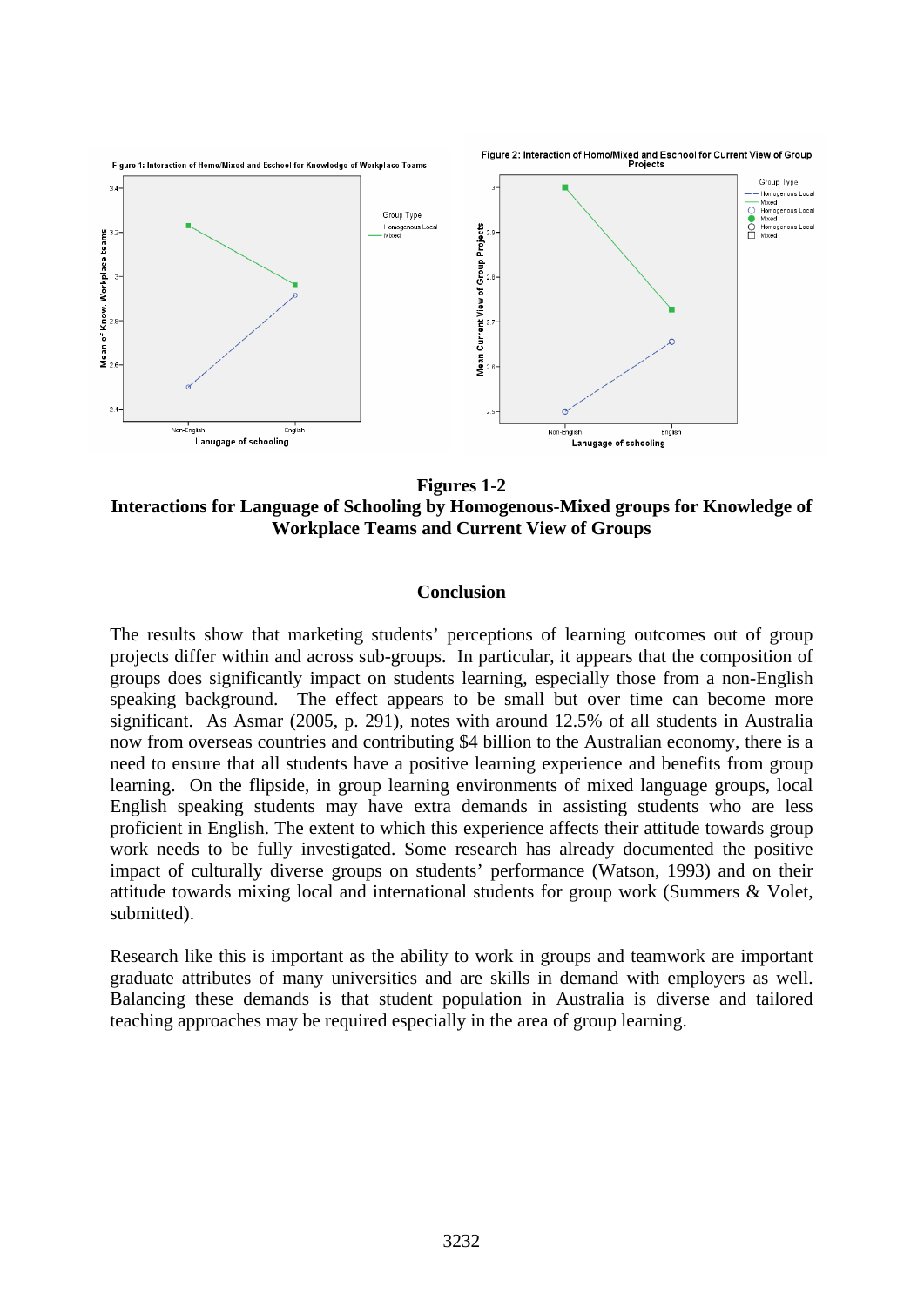**Figures 1-2**
**Interactions for Language of Schooling by Homogenous-Mixed groups for Knowledge of Workplace Teams and Current View of Groups**

## Conclusion

The results show that marketing students' perceptions of learning outcomes out of group projects differ within and across sub-groups. In particular, it appears that the composition of groups does significantly impact on students learning, especially those from a non-English speaking background. The effect appears to be small but over time can become more significant. As Asmar (2005, p. 291), notes with around 12.5% of all students in Australia now from overseas countries and contributing $4 billion to the Australian economy, there is a need to ensure that all students have a positive learning experience and benefits from group learning. On the flipside, in group learning environments of mixed language groups, local English speaking students may have extra demands in assisting students who are less proficient in English. The extent to which this experience affects their attitude towards group work needs to be fully investigated. Some research has already documented the positive impact of culturally diverse groups on students' performance (Watson, 1993) and on their attitude towards mixing local and international students for group work (Summers & Volet, submitted).

Research like this is important as the ability to work in groups and teamwork are important graduate attributes of many universities and are skills in demand with employers as well. Balancing these demands is that student population in Australia is diverse and tailored teaching approaches may be required especially in the area of group learning.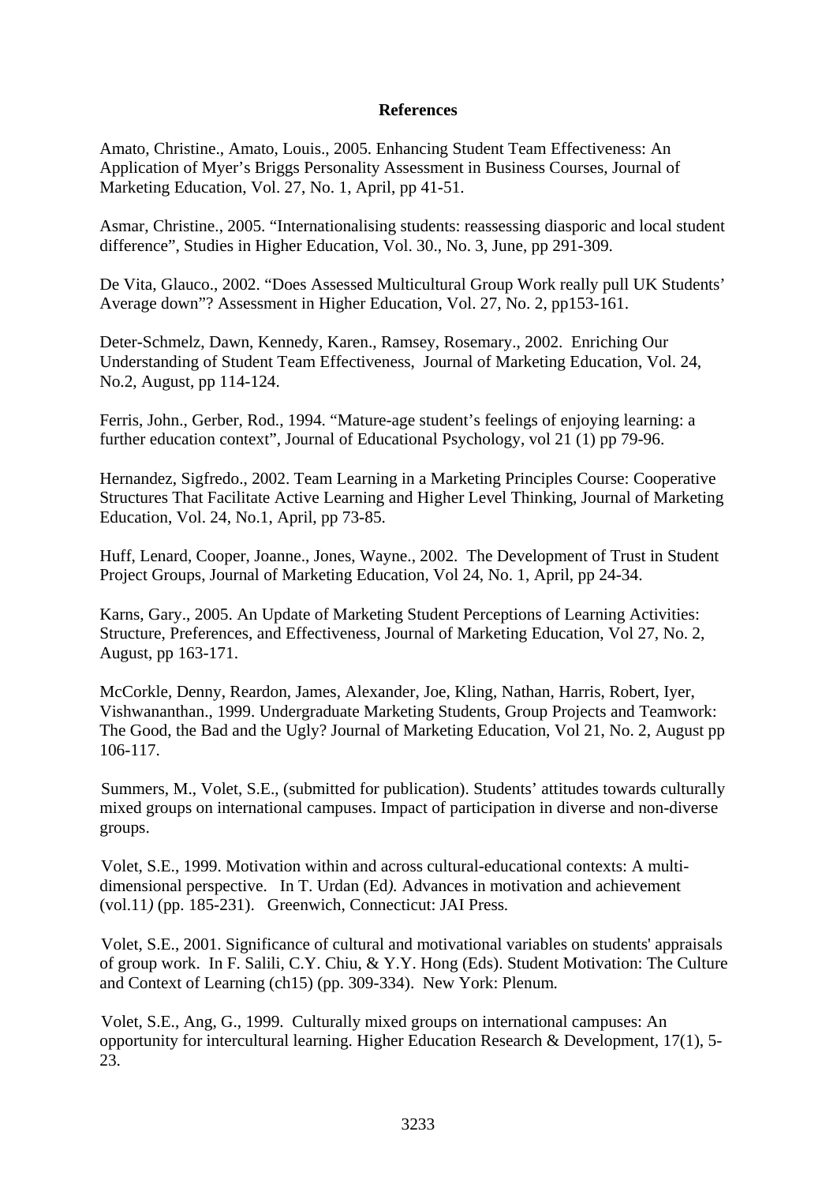# References

Amato, Christine., Amato, Louis., 2005. Enhancing Student Team Effectiveness: An Application of Myer's Briggs Personality Assessment in Business Courses, Journal of Marketing Education, Vol. 27, No. 1, April, pp 41-51.

Asmar, Christine., 2005. "Internationalising students: reassessing diasporic and local student difference", Studies in Higher Education, Vol. 30., No. 3, June, pp 291-309.

De Vita, Glauco., 2002. "Does Assessed Multicultural Group Work really pull UK Students' Average down"? Assessment in Higher Education, Vol. 27, No. 2, pp153-161.

Deter-Schmelz, Dawn, Kennedy, Karen., Ramsey, Rosemary., 2002. Enriching Our Understanding of Student Team Effectiveness, Journal of Marketing Education, Vol. 24, No.2, August, pp 114-124.

Ferris, John., Gerber, Rod., 1994. "Mature-age student's feelings of enjoying learning: a further education context", Journal of Educational Psychology, vol 21 (1) pp 79-96.

Hernandez, Sigfredo., 2002. Team Learning in a Marketing Principles Course: Cooperative Structures That Facilitate Active Learning and Higher Level Thinking, Journal of Marketing Education, Vol. 24, No.1, April, pp 73-85.

Huff, Lenard, Cooper, Joanne., Jones, Wayne., 2002. The Development of Trust in Student Project Groups, Journal of Marketing Education, Vol 24, No. 1, April, pp 24-34.

Karns, Gary., 2005. An Update of Marketing Student Perceptions of Learning Activities: Structure, Preferences, and Effectiveness, Journal of Marketing Education, Vol 27, No. 2, August, pp 163-171.

McCorkle, Denny, Reardon, James, Alexander, Joe, Kling, Nathan, Harris, Robert, Iyer, Vishwananthan., 1999. Undergraduate Marketing Students, Group Projects and Teamwork: The Good, the Bad and the Ugly? Journal of Marketing Education, Vol 21, No. 2, August pp 106-117.

Summers, M., Volet, S.E., (submitted for publication). Students' attitudes towards culturally mixed groups on international campuses. Impact of participation in diverse and non-diverse groups.

Volet, S.E., 1999. Motivation within and across cultural-educational contexts: A multi-dimensional perspective. In T. Urdan (Ed*).* Advances in motivation and achievement (vol.11*)* (pp. 185-231). Greenwich, Connecticut: JAI Press.

Volet, S.E., 2001. Significance of cultural and motivational variables on students' appraisals of group work. In F. Salili, C.Y. Chiu, & Y.Y. Hong (Eds). Student Motivation: The Culture and Context of Learning (ch15) (pp. 309-334). New York: Plenum.

Volet, S.E., Ang, G., 1999. Culturally mixed groups on international campuses: An opportunity for intercultural learning. Higher Education Research & Development, 17(1), 5-23.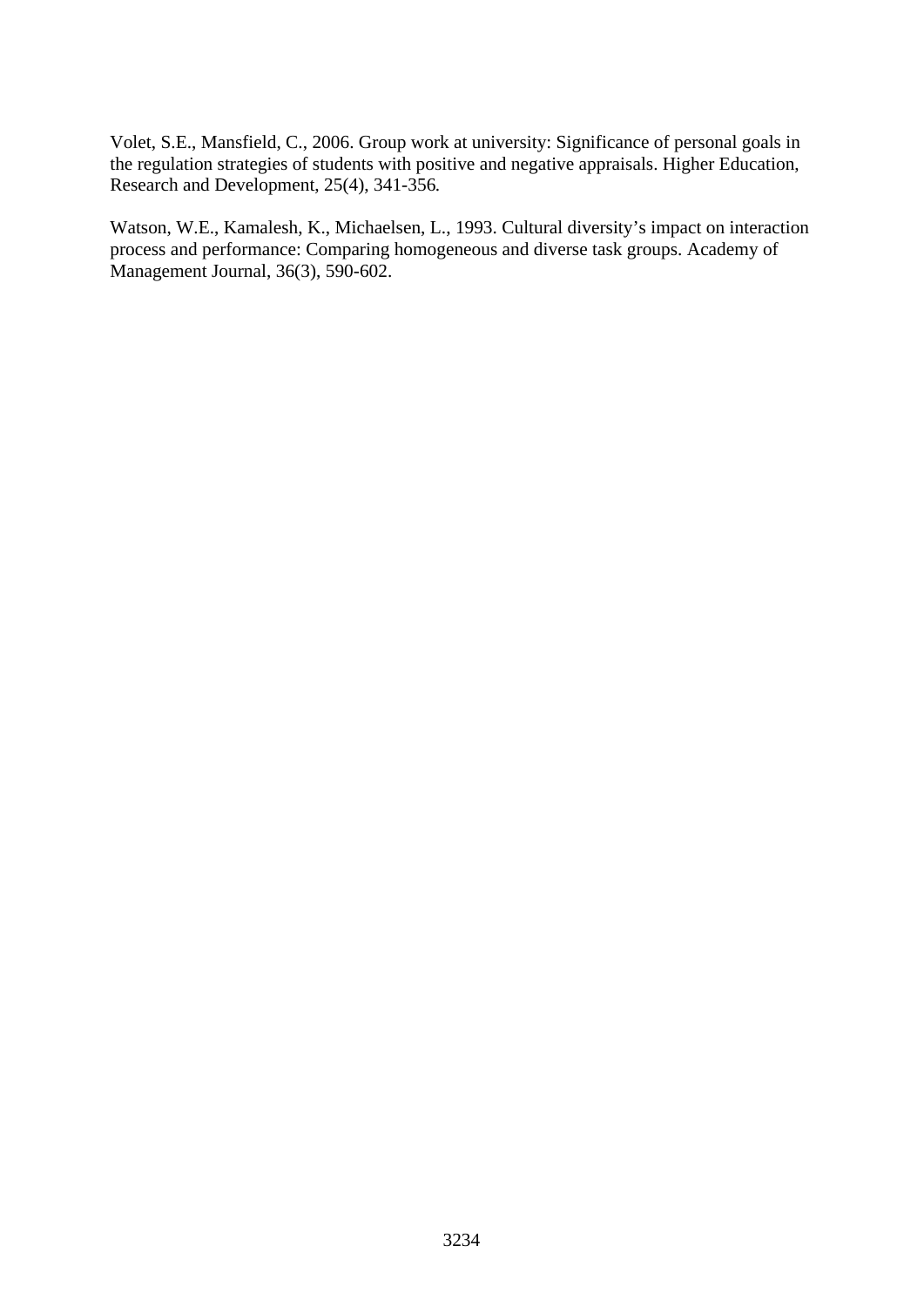Volet, S.E., Mansfield, C., 2006. Group work at university: Significance of personal goals in the regulation strategies of students with positive and negative appraisals. Higher Education, Research and Development, 25(4), 341-356.

Watson, W.E., Kamalesh, K., Michaelsen, L., 1993. Cultural diversity's impact on interaction process and performance: Comparing homogeneous and diverse task groups. Academy of Management Journal, 36(3), 590-602.